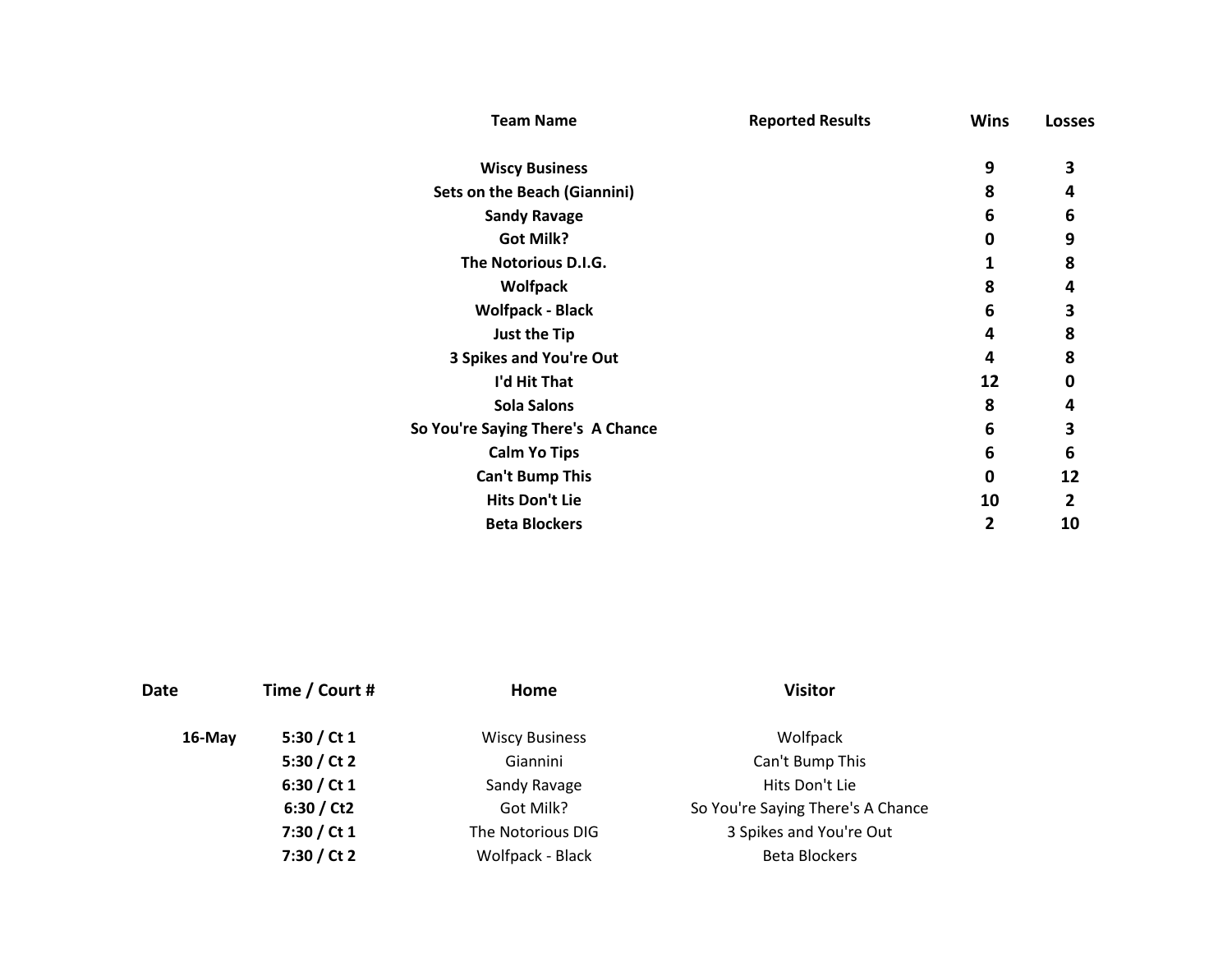| Team Name | Reported Results | Wins | Losses |
|---|---|---|---|
| **Wiscy Business** | | **9** | **3** |
| **Sets on the Beach (Giannini)** | | **8** | **4** |
| **Sandy Ravage** | | **6** | **6** |
| **Got Milk?** | | **0** | **9** |
| **The Notorious D.I.G.** | | **1** | **8** |
| **Wolfpack** | | **8** | **4** |
| **Wolfpack - Black** | | **6** | **3** |
| **Just the Tip** | | **4** | **8** |
| **3 Spikes and You're Out** | | **4** | **8** |
| **I'd Hit That** | | **12** | **0** |
| **Sola Salons** | | **8** | **4** |
| **So You're Saying There's A Chance** | | **6** | **3** |
| **Calm Yo Tips** | | **6** | **6** |
| **Can't Bump This** | | **0** | **12** |
| **Hits Don't Lie** | | **10** | **2** |
| **Beta Blockers** | | **2** | **10** |

| Date | Time / Court # | Home | Visitor |
|---|---|---|---|
| **16-May** | **5:30 / Ct 1** | Wiscy Business | Wolfpack |
| | **5:30 / Ct 2** | Giannini | Can't Bump This |
| | **6:30 / Ct 1** | Sandy Ravage | Hits Don't Lie |
| | **6:30 / Ct2** | Got Milk? | So You're Saying There's A Chance |
| | **7:30 / Ct 1** | The Notorious DIG | 3 Spikes and You're Out |
| | **7:30 / Ct 2** | Wolfpack - Black | Beta Blockers |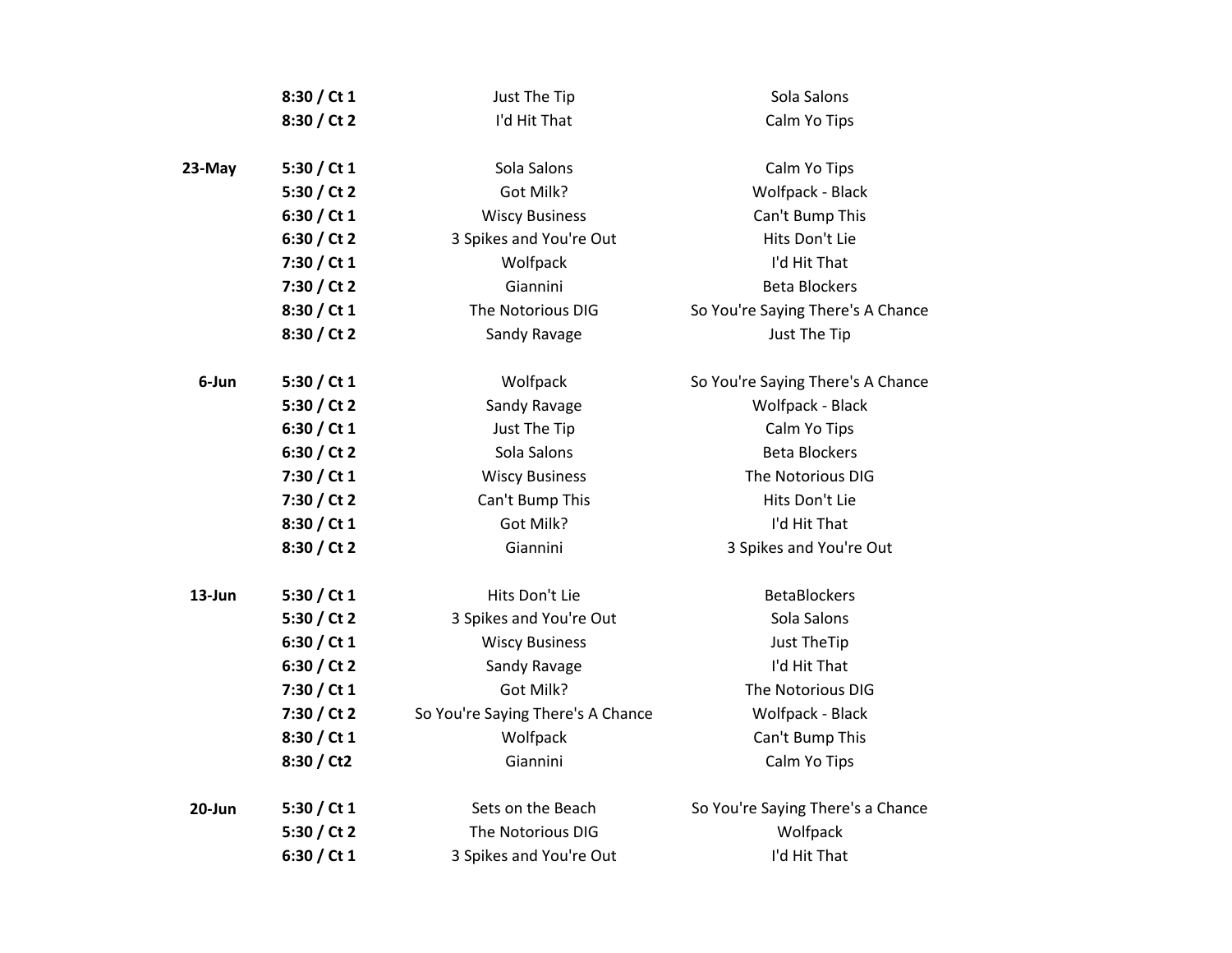| Date | Time / Court | Team | Team |
|---|---|---|---|
| | **8:30 / Ct 1** | Just The Tip | Sola Salons |
| | **8:30 / Ct 2** | I'd Hit That | Calm Yo Tips |
| | | | |
| **23-May** | **5:30 / Ct 1** | Sola Salons | Calm Yo Tips |
| | **5:30 / Ct 2** | Got Milk? | Wolfpack - Black |
| | **6:30 / Ct 1** | Wiscy Business | Can't Bump This |
| | **6:30 / Ct 2** | 3 Spikes and You're Out | Hits Don't Lie |
| | **7:30 / Ct 1** | Wolfpack | I'd Hit That |
| | **7:30 / Ct 2** | Giannini | Beta Blockers |
| | **8:30 / Ct 1** | The Notorious DIG | So You're Saying There's A Chance |
| | **8:30 / Ct 2** | Sandy Ravage | Just The Tip |
| | | | |
| **6-Jun** | **5:30 / Ct 1** | Wolfpack | So You're Saying There's A Chance |
| | **5:30 / Ct 2** | Sandy Ravage | Wolfpack - Black |
| | **6:30 / Ct 1** | Just The Tip | Calm Yo Tips |
| | **6:30 / Ct 2** | Sola Salons | Beta Blockers |
| | **7:30 / Ct 1** | Wiscy Business | The Notorious DIG |
| | **7:30 / Ct 2** | Can't Bump This | Hits Don't Lie |
| | **8:30 / Ct 1** | Got Milk? | I'd Hit That |
| | **8:30 / Ct 2** | Giannini | 3 Spikes and You're Out |
| | | | |
| **13-Jun** | **5:30 / Ct 1** | Hits Don't Lie | BetaBlockers |
| | **5:30 / Ct 2** | 3 Spikes and You're Out | Sola Salons |
| | **6:30 / Ct 1** | Wiscy Business | Just TheTip |
| | **6:30 / Ct 2** | Sandy Ravage | I'd Hit That |
| | **7:30 / Ct 1** | Got Milk? | The Notorious DIG |
| | **7:30 / Ct 2** | So You're Saying There's A Chance | Wolfpack - Black |
| | **8:30 / Ct 1** | Wolfpack | Can't Bump This |
| | **8:30 / Ct2** | Giannini | Calm Yo Tips |
| | | | |
| **20-Jun** | **5:30 / Ct 1** | Sets on the Beach | So You're Saying There's a Chance |
| | **5:30 / Ct 2** | The Notorious DIG | Wolfpack |
| | **6:30 / Ct 1** | 3 Spikes and You're Out | I'd Hit That |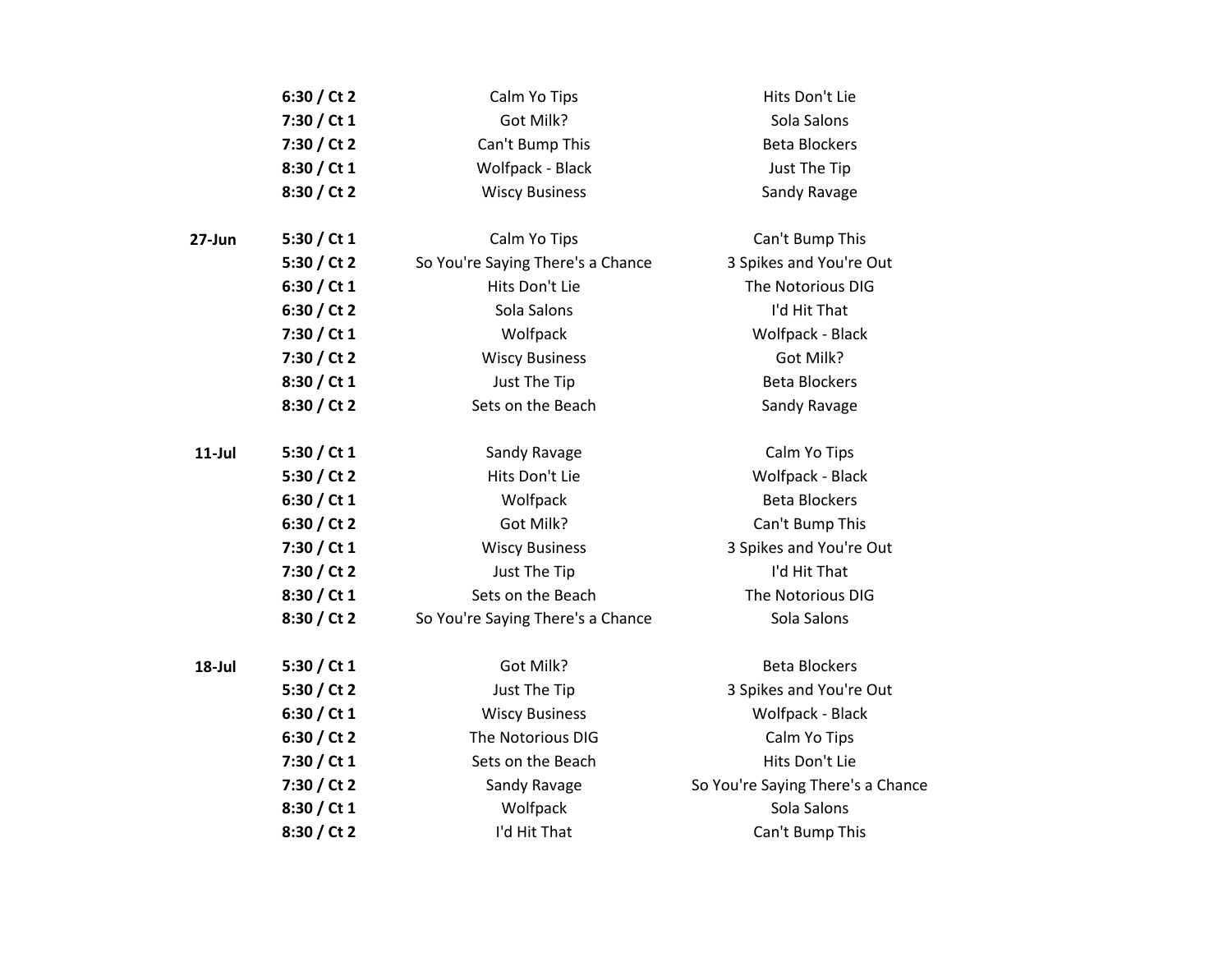| Date | Time / Court | Team 1 | Team 2 |
|---|---|---|---|
| | **6:30 / Ct 2** | Calm Yo Tips | Hits Don't Lie |
| | **7:30 / Ct 1** | Got Milk? | Sola Salons |
| | **7:30 / Ct 2** | Can't Bump This | Beta Blockers |
| | **8:30 / Ct 1** | Wolfpack - Black | Just The Tip |
| | **8:30 / Ct 2** | Wiscy Business | Sandy Ravage |
| **27-Jun** | **5:30 / Ct 1** | Calm Yo Tips | Can't Bump This |
| | **5:30 / Ct 2** | So You're Saying There's a Chance | 3 Spikes and You're Out |
| | **6:30 / Ct 1** | Hits Don't Lie | The Notorious DIG |
| | **6:30 / Ct 2** | Sola Salons | I'd Hit That |
| | **7:30 / Ct 1** | Wolfpack | Wolfpack - Black |
| | **7:30 / Ct 2** | Wiscy Business | Got Milk? |
| | **8:30 / Ct 1** | Just The Tip | Beta Blockers |
| | **8:30 / Ct 2** | Sets on the Beach | Sandy Ravage |
| **11-Jul** | **5:30 / Ct 1** | Sandy Ravage | Calm Yo Tips |
| | **5:30 / Ct 2** | Hits Don't Lie | Wolfpack - Black |
| | **6:30 / Ct 1** | Wolfpack | Beta Blockers |
| | **6:30 / Ct 2** | Got Milk? | Can't Bump This |
| | **7:30 / Ct 1** | Wiscy Business | 3 Spikes and You're Out |
| | **7:30 / Ct 2** | Just The Tip | I'd Hit That |
| | **8:30 / Ct 1** | Sets on the Beach | The Notorious DIG |
| | **8:30 / Ct 2** | So You're Saying There's a Chance | Sola Salons |
| **18-Jul** | **5:30 / Ct 1** | Got Milk? | Beta Blockers |
| | **5:30 / Ct 2** | Just The Tip | 3 Spikes and You're Out |
| | **6:30 / Ct 1** | Wiscy Business | Wolfpack - Black |
| | **6:30 / Ct 2** | The Notorious DIG | Calm Yo Tips |
| | **7:30 / Ct 1** | Sets on the Beach | Hits Don't Lie |
| | **7:30 / Ct 2** | Sandy Ravage | So You're Saying There's a Chance |
| | **8:30 / Ct 1** | Wolfpack | Sola Salons |
| | **8:30 / Ct 2** | I'd Hit That | Can't Bump This |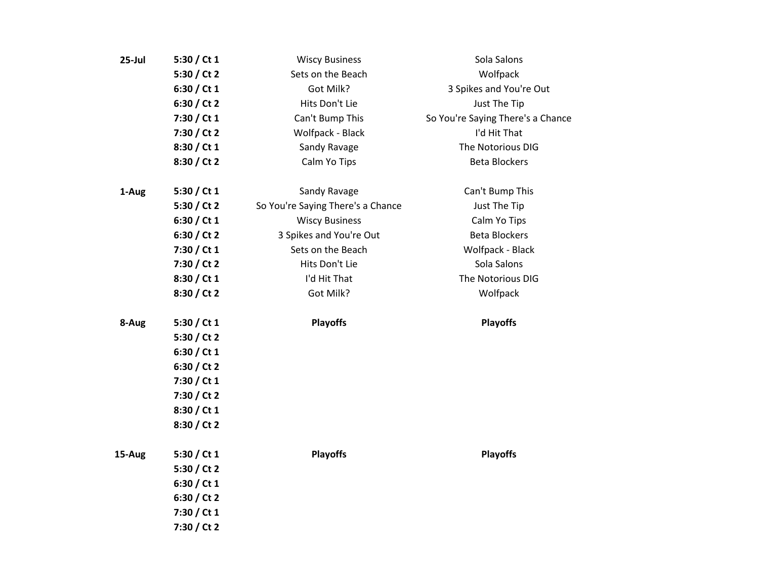| Date | Time / Court | Team | Team |
|---|---|---|---|
| **25-Jul** | **5:30 / Ct 1** | Wiscy Business | Sola Salons |
| | **5:30 / Ct 2** | Sets on the Beach | Wolfpack |
| | **6:30 / Ct 1** | Got Milk? | 3 Spikes and You're Out |
| | **6:30 / Ct 2** | Hits Don't Lie | Just The Tip |
| | **7:30 / Ct 1** | Can't Bump This | So You're Saying There's a Chance |
| | **7:30 / Ct 2** | Wolfpack - Black | I'd Hit That |
| | **8:30 / Ct 1** | Sandy Ravage | The Notorious DIG |
| | **8:30 / Ct 2** | Calm Yo Tips | Beta Blockers |
| **1-Aug** | **5:30 / Ct 1** | Sandy Ravage | Can't Bump This |
| | **5:30 / Ct 2** | So You're Saying There's a Chance | Just The Tip |
| | **6:30 / Ct 1** | Wiscy Business | Calm Yo Tips |
| | **6:30 / Ct 2** | 3 Spikes and You're Out | Beta Blockers |
| | **7:30 / Ct 1** | Sets on the Beach | Wolfpack - Black |
| | **7:30 / Ct 2** | Hits Don't Lie | Sola Salons |
| | **8:30 / Ct 1** | I'd Hit That | The Notorious DIG |
| | **8:30 / Ct 2** | Got Milk? | Wolfpack |
| **8-Aug** | **5:30 / Ct 1** | **Playoffs** | **Playoffs** |
| | **5:30 / Ct 2** | | |
| | **6:30 / Ct 1** | | |
| | **6:30 / Ct 2** | | |
| | **7:30 / Ct 1** | | |
| | **7:30 / Ct 2** | | |
| | **8:30 / Ct 1** | | |
| | **8:30 / Ct 2** | | |
| **15-Aug** | **5:30 / Ct 1** | **Playoffs** | **Playoffs** |
| | **5:30 / Ct 2** | | |
| | **6:30 / Ct 1** | | |
| | **6:30 / Ct 2** | | |
| | **7:30 / Ct 1** | | |
| | **7:30 / Ct 2** | | |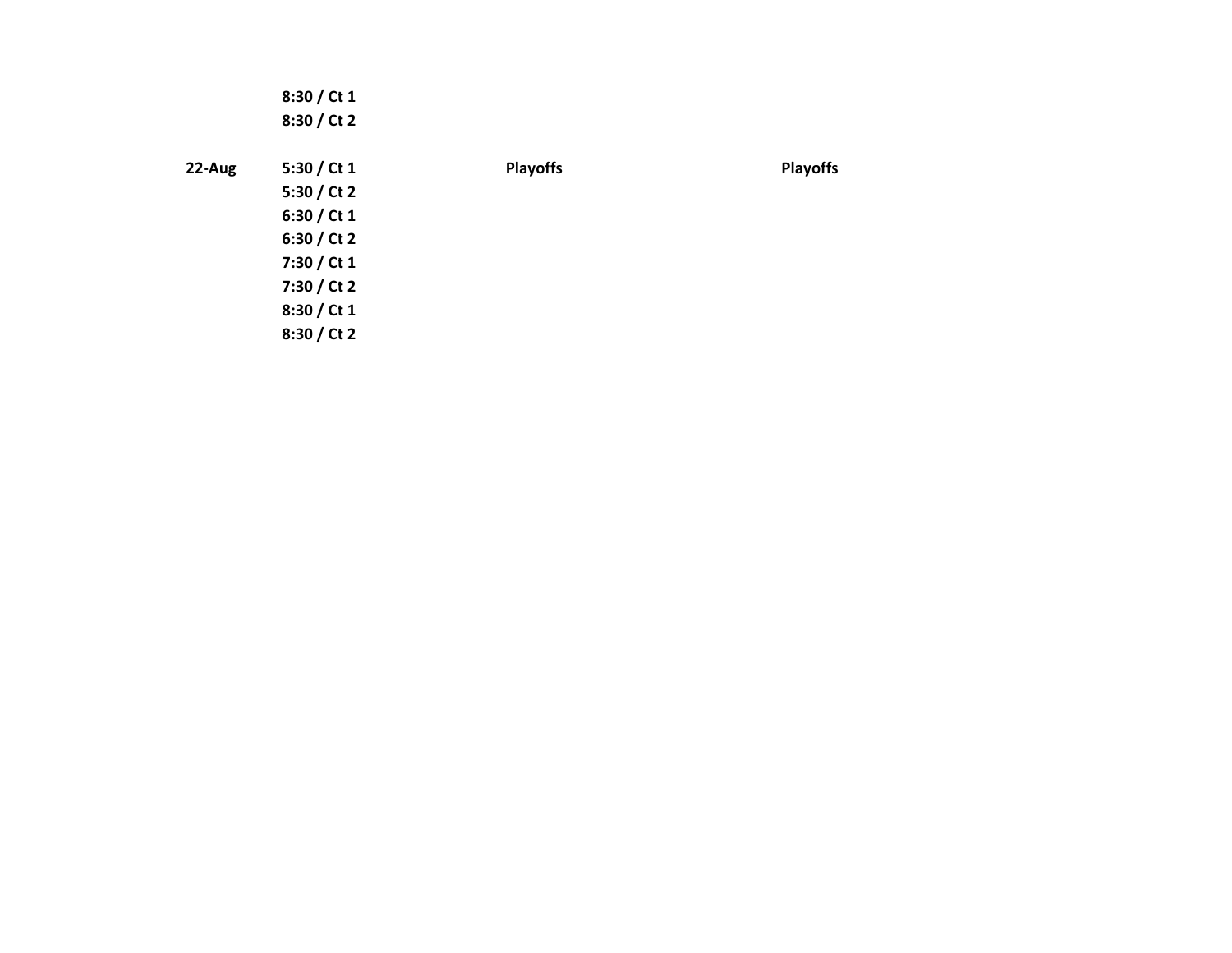| | | | |
|---|---|---|---|
| | 8:30 / Ct 1 | | |
| | 8:30 / Ct 2 | | |
| | | | |
| 22-Aug | 5:30 / Ct 1 | Playoffs | Playoffs |
| | 5:30 / Ct 2 | | |
| | 6:30 / Ct 1 | | |
| | 6:30 / Ct 2 | | |
| | 7:30 / Ct 1 | | |
| | 7:30 / Ct 2 | | |
| | 8:30 / Ct 1 | | |
| | 8:30 / Ct 2 | | |